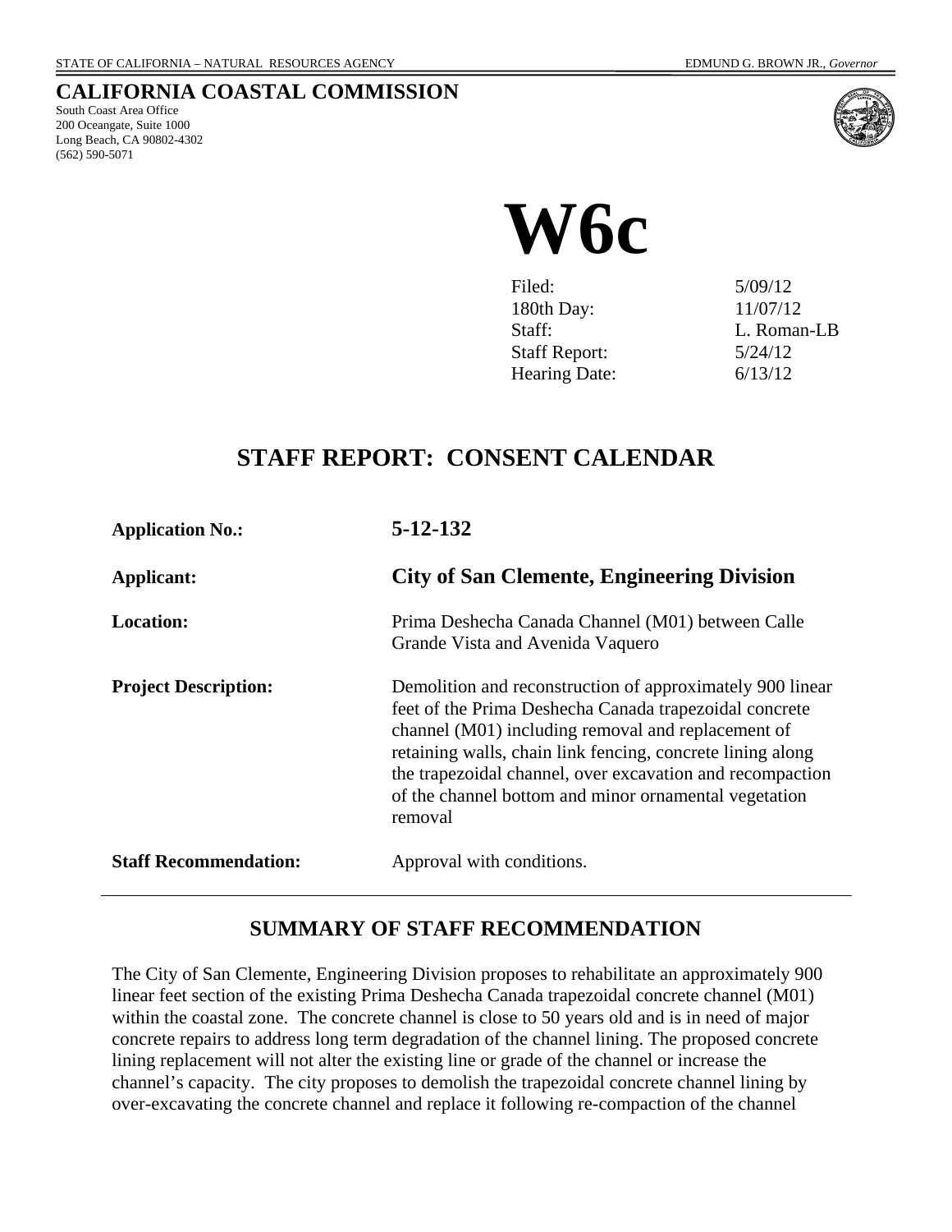STATE OF CALIFORNIA – NATURAL RESOURCES AGENCY — EDMUND G. BROWN JR., *Governor*

## CALIFORNIA COASTAL COMMISSION

South Coast Area Office
200 Oceangate, Suite 1000
Long Beach, CA 90802-4302
(562) 590-5071

# W6c

| | |
|---|---|
| Filed: | 5/09/12 |
| 180th Day: | 11/07/12 |
| Staff: | L. Roman-LB |
| Staff Report: | 5/24/12 |
| Hearing Date: | 6/13/12 |

## STAFF REPORT: CONSENT CALENDAR

**Application No.:** **5-12-132**

**Applicant:** **City of San Clemente, Engineering Division**

**Location:** Prima Deshecha Canada Channel (M01) between Calle Grande Vista and Avenida Vaquero

**Project Description:** Demolition and reconstruction of approximately 900 linear feet of the Prima Deshecha Canada trapezoidal concrete channel (M01) including removal and replacement of retaining walls, chain link fencing, concrete lining along the trapezoidal channel, over excavation and recompaction of the channel bottom and minor ornamental vegetation removal

**Staff Recommendation:** Approval with conditions.

---

## SUMMARY OF STAFF RECOMMENDATION

The City of San Clemente, Engineering Division proposes to rehabilitate an approximately 900 linear feet section of the existing Prima Deshecha Canada trapezoidal concrete channel (M01) within the coastal zone. The concrete channel is close to 50 years old and is in need of major concrete repairs to address long term degradation of the channel lining. The proposed concrete lining replacement will not alter the existing line or grade of the channel or increase the channel's capacity. The city proposes to demolish the trapezoidal concrete channel lining by over-excavating the concrete channel and replace it following re-compaction of the channel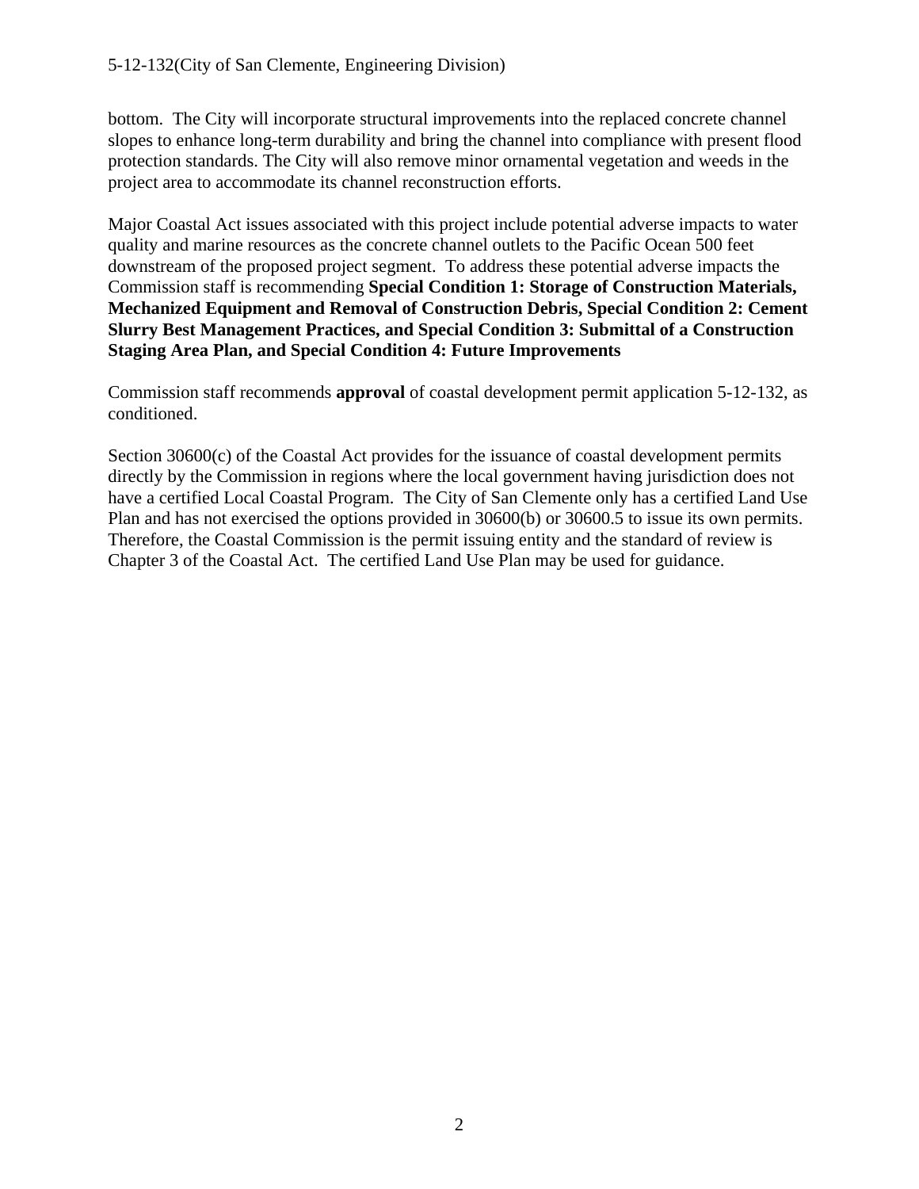bottom. The City will incorporate structural improvements into the replaced concrete channel slopes to enhance long-term durability and bring the channel into compliance with present flood protection standards. The City will also remove minor ornamental vegetation and weeds in the project area to accommodate its channel reconstruction efforts.

Major Coastal Act issues associated with this project include potential adverse impacts to water quality and marine resources as the concrete channel outlets to the Pacific Ocean 500 feet downstream of the proposed project segment. To address these potential adverse impacts the Commission staff is recommending **Special Condition 1: Storage of Construction Materials, Mechanized Equipment and Removal of Construction Debris, Special Condition 2: Cement Slurry Best Management Practices, and Special Condition 3: Submittal of a Construction Staging Area Plan, and Special Condition 4: Future Improvements**

Commission staff recommends **approval** of coastal development permit application 5-12-132, as conditioned.

Section 30600(c) of the Coastal Act provides for the issuance of coastal development permits directly by the Commission in regions where the local government having jurisdiction does not have a certified Local Coastal Program. The City of San Clemente only has a certified Land Use Plan and has not exercised the options provided in 30600(b) or 30600.5 to issue its own permits. Therefore, the Coastal Commission is the permit issuing entity and the standard of review is Chapter 3 of the Coastal Act. The certified Land Use Plan may be used for guidance.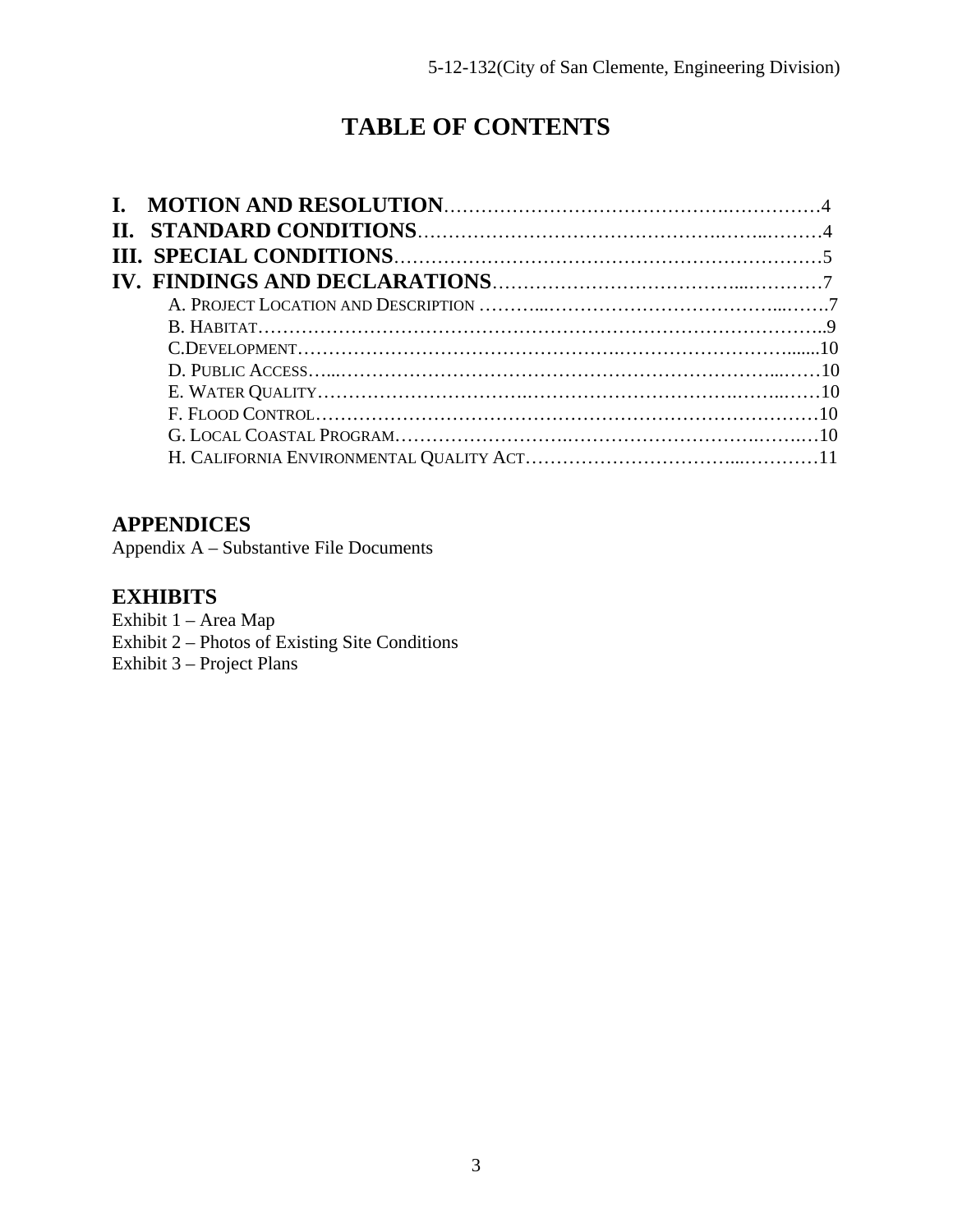# TABLE OF CONTENTS

**I. MOTION AND RESOLUTION**……………………………………….……………4
**II. STANDARD CONDITIONS**……………………………………….……..………4
**III. SPECIAL CONDITIONS**……………………………………………………………5
**IV. FINDINGS AND DECLARATIONS**………………………………...…………7

- A. PROJECT LOCATION AND DESCRIPTION ………...………………………………...…….7
- B. HABITAT……………………………………………………………………………..9
- C. DEVELOPMENT………………………………………….…………………………......10
- D. PUBLIC ACCESS…...………………………………………………………………...……10
- E. WATER QUALITY…………………………….……………………………..……...……10
- F. FLOOD CONTROL……………………………………………………………………10
- G. LOCAL COASTAL PROGRAM……………………….………………………………….…10
- H. CALIFORNIA ENVIRONMENTAL QUALITY ACT…………………………...…………11

## APPENDICES

Appendix A – Substantive File Documents

## EXHIBITS

Exhibit 1 – Area Map
Exhibit 2 – Photos of Existing Site Conditions
Exhibit 3 – Project Plans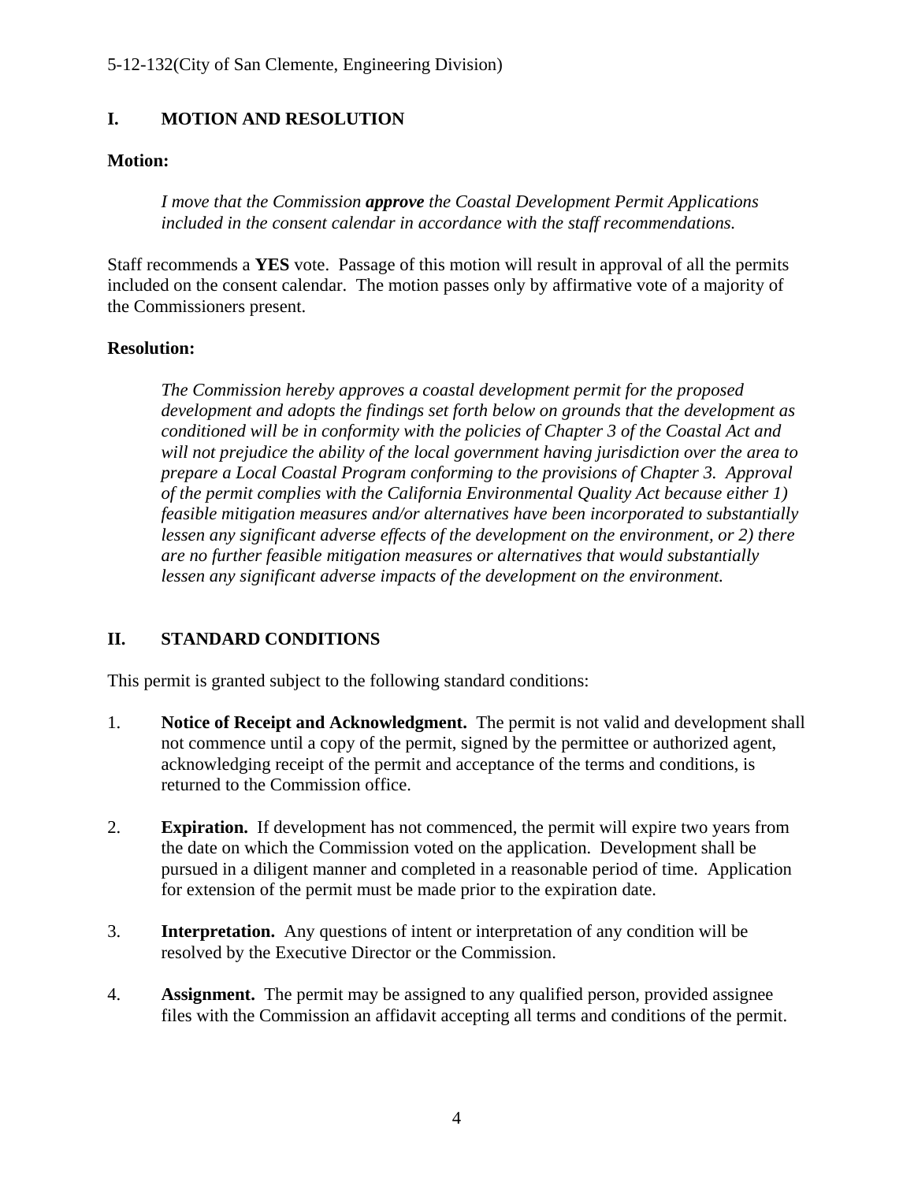## I. MOTION AND RESOLUTION

**Motion:**

> *I move that the Commission **approve** the Coastal Development Permit Applications included in the consent calendar in accordance with the staff recommendations.*

Staff recommends a **YES** vote. Passage of this motion will result in approval of all the permits included on the consent calendar. The motion passes only by affirmative vote of a majority of the Commissioners present.

**Resolution:**

> *The Commission hereby approves a coastal development permit for the proposed development and adopts the findings set forth below on grounds that the development as conditioned will be in conformity with the policies of Chapter 3 of the Coastal Act and will not prejudice the ability of the local government having jurisdiction over the area to prepare a Local Coastal Program conforming to the provisions of Chapter 3. Approval of the permit complies with the California Environmental Quality Act because either 1) feasible mitigation measures and/or alternatives have been incorporated to substantially lessen any significant adverse effects of the development on the environment, or 2) there are no further feasible mitigation measures or alternatives that would substantially lessen any significant adverse impacts of the development on the environment.*

## II. STANDARD CONDITIONS

This permit is granted subject to the following standard conditions:

1. **Notice of Receipt and Acknowledgment.** The permit is not valid and development shall not commence until a copy of the permit, signed by the permittee or authorized agent, acknowledging receipt of the permit and acceptance of the terms and conditions, is returned to the Commission office.

2. **Expiration.** If development has not commenced, the permit will expire two years from the date on which the Commission voted on the application. Development shall be pursued in a diligent manner and completed in a reasonable period of time. Application for extension of the permit must be made prior to the expiration date.

3. **Interpretation.** Any questions of intent or interpretation of any condition will be resolved by the Executive Director or the Commission.

4. **Assignment.** The permit may be assigned to any qualified person, provided assignee files with the Commission an affidavit accepting all terms and conditions of the permit.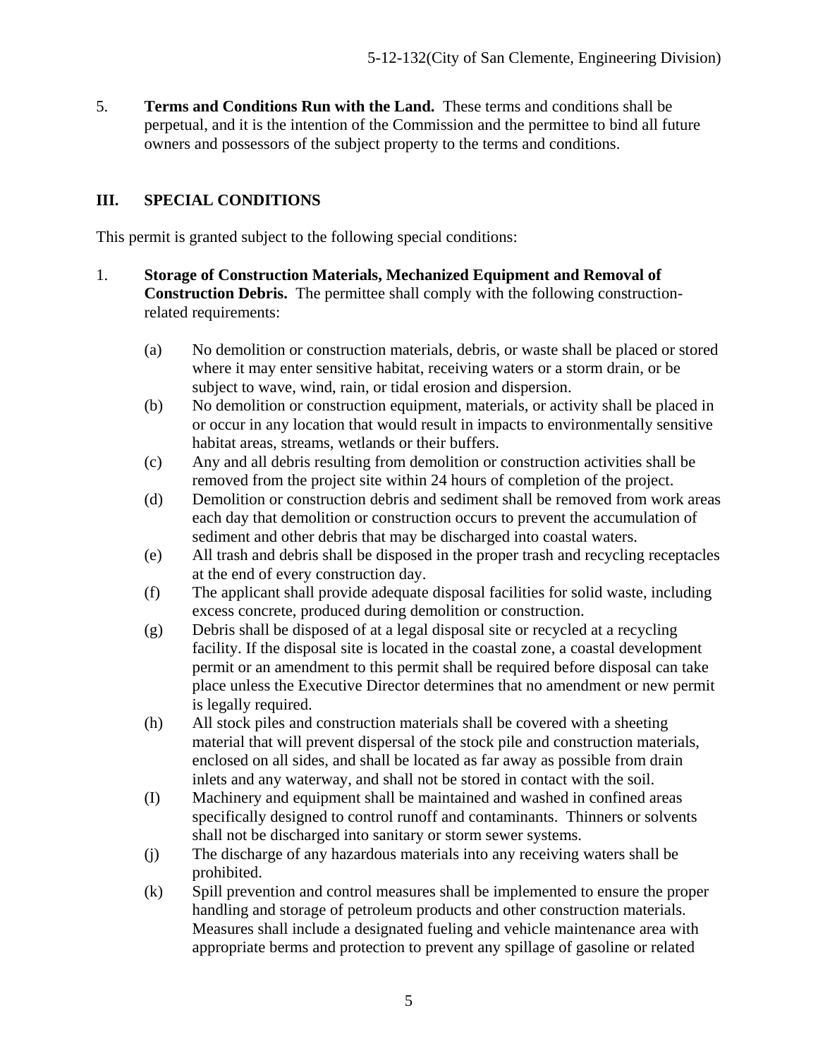5. **Terms and Conditions Run with the Land.** These terms and conditions shall be perpetual, and it is the intention of the Commission and the permittee to bind all future owners and possessors of the subject property to the terms and conditions.

## III. SPECIAL CONDITIONS

This permit is granted subject to the following special conditions:

1. **Storage of Construction Materials, Mechanized Equipment and Removal of Construction Debris.** The permittee shall comply with the following construction-related requirements:

   (a) No demolition or construction materials, debris, or waste shall be placed or stored where it may enter sensitive habitat, receiving waters or a storm drain, or be subject to wave, wind, rain, or tidal erosion and dispersion.

   (b) No demolition or construction equipment, materials, or activity shall be placed in or occur in any location that would result in impacts to environmentally sensitive habitat areas, streams, wetlands or their buffers.

   (c) Any and all debris resulting from demolition or construction activities shall be removed from the project site within 24 hours of completion of the project.

   (d) Demolition or construction debris and sediment shall be removed from work areas each day that demolition or construction occurs to prevent the accumulation of sediment and other debris that may be discharged into coastal waters.

   (e) All trash and debris shall be disposed in the proper trash and recycling receptacles at the end of every construction day.

   (f) The applicant shall provide adequate disposal facilities for solid waste, including excess concrete, produced during demolition or construction.

   (g) Debris shall be disposed of at a legal disposal site or recycled at a recycling facility. If the disposal site is located in the coastal zone, a coastal development permit or an amendment to this permit shall be required before disposal can take place unless the Executive Director determines that no amendment or new permit is legally required.

   (h) All stock piles and construction materials shall be covered with a sheeting material that will prevent dispersal of the stock pile and construction materials, enclosed on all sides, and shall be located as far away as possible from drain inlets and any waterway, and shall not be stored in contact with the soil.

   (I) Machinery and equipment shall be maintained and washed in confined areas specifically designed to control runoff and contaminants. Thinners or solvents shall not be discharged into sanitary or storm sewer systems.

   (j) The discharge of any hazardous materials into any receiving waters shall be prohibited.

   (k) Spill prevention and control measures shall be implemented to ensure the proper handling and storage of petroleum products and other construction materials. Measures shall include a designated fueling and vehicle maintenance area with appropriate berms and protection to prevent any spillage of gasoline or related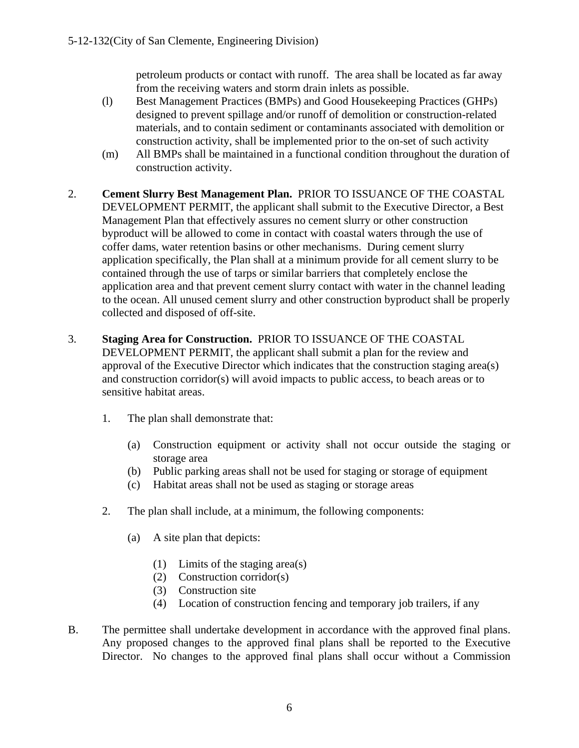petroleum products or contact with runoff. The area shall be located as far away from the receiving waters and storm drain inlets as possible.

(l) Best Management Practices (BMPs) and Good Housekeeping Practices (GHPs) designed to prevent spillage and/or runoff of demolition or construction-related materials, and to contain sediment or contaminants associated with demolition or construction activity, shall be implemented prior to the on-set of such activity

(m) All BMPs shall be maintained in a functional condition throughout the duration of construction activity.

2. **Cement Slurry Best Management Plan.** PRIOR TO ISSUANCE OF THE COASTAL DEVELOPMENT PERMIT, the applicant shall submit to the Executive Director, a Best Management Plan that effectively assures no cement slurry or other construction byproduct will be allowed to come in contact with coastal waters through the use of coffer dams, water retention basins or other mechanisms. During cement slurry application specifically, the Plan shall at a minimum provide for all cement slurry to be contained through the use of tarps or similar barriers that completely enclose the application area and that prevent cement slurry contact with water in the channel leading to the ocean. All unused cement slurry and other construction byproduct shall be properly collected and disposed of off-site.

3. **Staging Area for Construction.** PRIOR TO ISSUANCE OF THE COASTAL DEVELOPMENT PERMIT, the applicant shall submit a plan for the review and approval of the Executive Director which indicates that the construction staging area(s) and construction corridor(s) will avoid impacts to public access, to beach areas or to sensitive habitat areas.

   1. The plan shall demonstrate that:

      (a) Construction equipment or activity shall not occur outside the staging or storage area
      (b) Public parking areas shall not be used for staging or storage of equipment
      (c) Habitat areas shall not be used as staging or storage areas

   2. The plan shall include, at a minimum, the following components:

      (a) A site plan that depicts:

         (1) Limits of the staging area(s)
         (2) Construction corridor(s)
         (3) Construction site
         (4) Location of construction fencing and temporary job trailers, if any

B. The permittee shall undertake development in accordance with the approved final plans. Any proposed changes to the approved final plans shall be reported to the Executive Director. No changes to the approved final plans shall occur without a Commission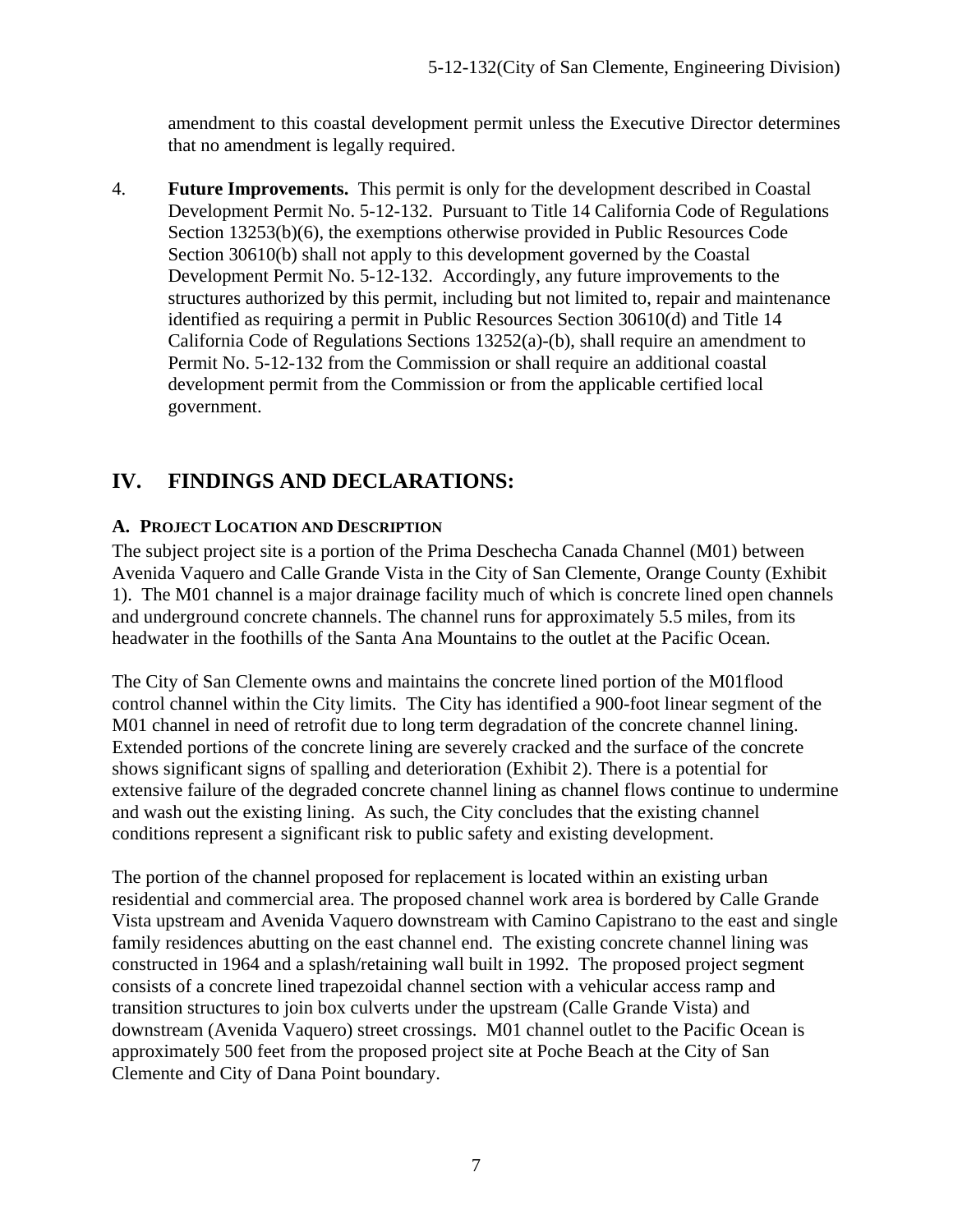amendment to this coastal development permit unless the Executive Director determines that no amendment is legally required.

4. **Future Improvements.** This permit is only for the development described in Coastal Development Permit No. 5-12-132. Pursuant to Title 14 California Code of Regulations Section 13253(b)(6), the exemptions otherwise provided in Public Resources Code Section 30610(b) shall not apply to this development governed by the Coastal Development Permit No. 5-12-132. Accordingly, any future improvements to the structures authorized by this permit, including but not limited to, repair and maintenance identified as requiring a permit in Public Resources Section 30610(d) and Title 14 California Code of Regulations Sections 13252(a)-(b), shall require an amendment to Permit No. 5-12-132 from the Commission or shall require an additional coastal development permit from the Commission or from the applicable certified local government.

# IV. FINDINGS AND DECLARATIONS:

### A. PROJECT LOCATION AND DESCRIPTION

The subject project site is a portion of the Prima Deschecha Canada Channel (M01) between Avenida Vaquero and Calle Grande Vista in the City of San Clemente, Orange County (Exhibit 1). The M01 channel is a major drainage facility much of which is concrete lined open channels and underground concrete channels. The channel runs for approximately 5.5 miles, from its headwater in the foothills of the Santa Ana Mountains to the outlet at the Pacific Ocean.

The City of San Clemente owns and maintains the concrete lined portion of the M01flood control channel within the City limits. The City has identified a 900-foot linear segment of the M01 channel in need of retrofit due to long term degradation of the concrete channel lining. Extended portions of the concrete lining are severely cracked and the surface of the concrete shows significant signs of spalling and deterioration (Exhibit 2). There is a potential for extensive failure of the degraded concrete channel lining as channel flows continue to undermine and wash out the existing lining. As such, the City concludes that the existing channel conditions represent a significant risk to public safety and existing development.

The portion of the channel proposed for replacement is located within an existing urban residential and commercial area. The proposed channel work area is bordered by Calle Grande Vista upstream and Avenida Vaquero downstream with Camino Capistrano to the east and single family residences abutting on the east channel end. The existing concrete channel lining was constructed in 1964 and a splash/retaining wall built in 1992. The proposed project segment consists of a concrete lined trapezoidal channel section with a vehicular access ramp and transition structures to join box culverts under the upstream (Calle Grande Vista) and downstream (Avenida Vaquero) street crossings. M01 channel outlet to the Pacific Ocean is approximately 500 feet from the proposed project site at Poche Beach at the City of San Clemente and City of Dana Point boundary.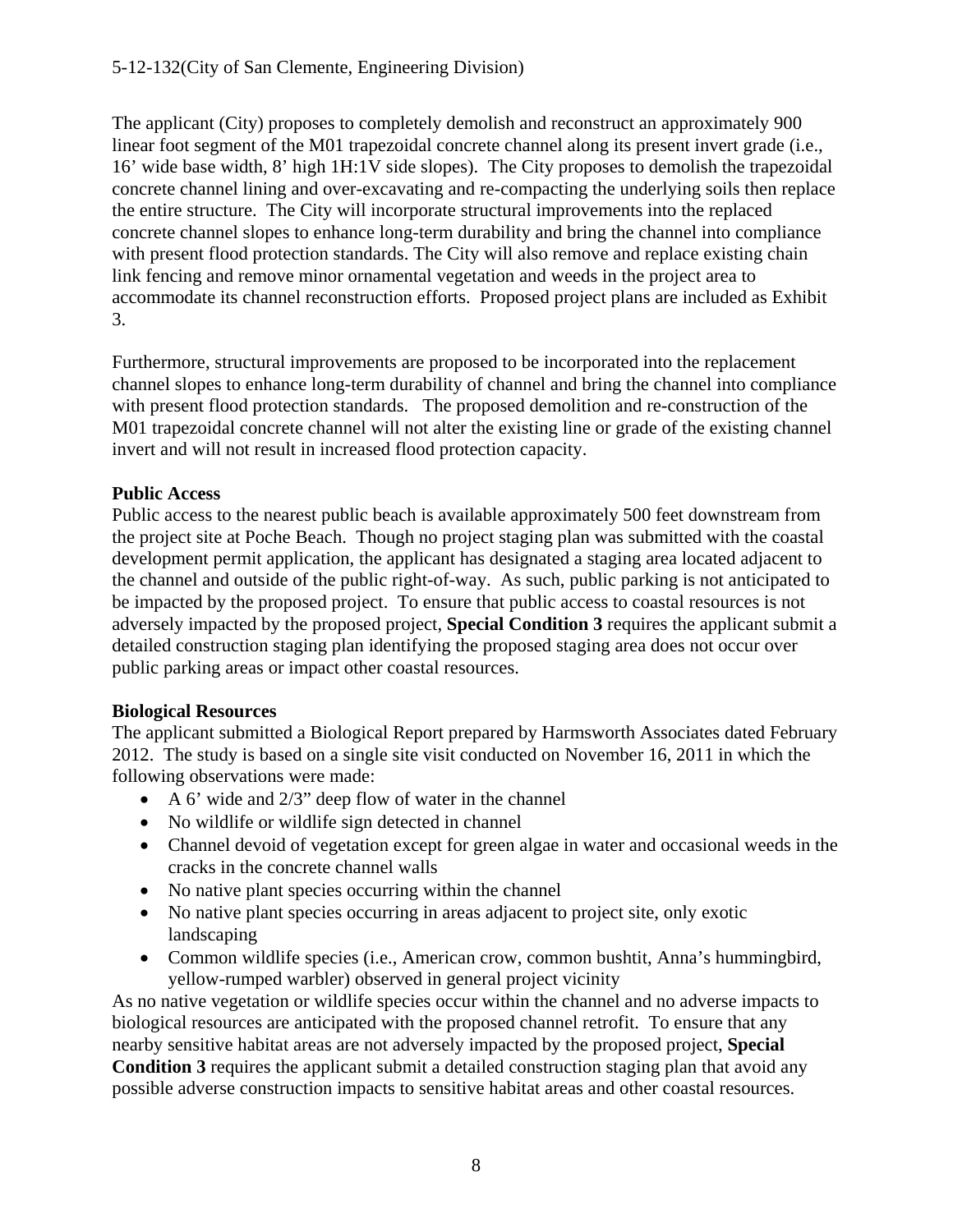The applicant (City) proposes to completely demolish and reconstruct an approximately 900 linear foot segment of the M01 trapezoidal concrete channel along its present invert grade (i.e., 16' wide base width, 8' high 1H:1V side slopes). The City proposes to demolish the trapezoidal concrete channel lining and over-excavating and re-compacting the underlying soils then replace the entire structure. The City will incorporate structural improvements into the replaced concrete channel slopes to enhance long-term durability and bring the channel into compliance with present flood protection standards. The City will also remove and replace existing chain link fencing and remove minor ornamental vegetation and weeds in the project area to accommodate its channel reconstruction efforts. Proposed project plans are included as Exhibit 3.

Furthermore, structural improvements are proposed to be incorporated into the replacement channel slopes to enhance long-term durability of channel and bring the channel into compliance with present flood protection standards. The proposed demolition and re-construction of the M01 trapezoidal concrete channel will not alter the existing line or grade of the existing channel invert and will not result in increased flood protection capacity.

**Public Access**

Public access to the nearest public beach is available approximately 500 feet downstream from the project site at Poche Beach. Though no project staging plan was submitted with the coastal development permit application, the applicant has designated a staging area located adjacent to the channel and outside of the public right-of-way. As such, public parking is not anticipated to be impacted by the proposed project. To ensure that public access to coastal resources is not adversely impacted by the proposed project, **Special Condition 3** requires the applicant submit a detailed construction staging plan identifying the proposed staging area does not occur over public parking areas or impact other coastal resources.

**Biological Resources**

The applicant submitted a Biological Report prepared by Harmsworth Associates dated February 2012. The study is based on a single site visit conducted on November 16, 2011 in which the following observations were made:

- A 6' wide and 2/3" deep flow of water in the channel
- No wildlife or wildlife sign detected in channel
- Channel devoid of vegetation except for green algae in water and occasional weeds in the cracks in the concrete channel walls
- No native plant species occurring within the channel
- No native plant species occurring in areas adjacent to project site, only exotic landscaping
- Common wildlife species (i.e., American crow, common bushtit, Anna's hummingbird, yellow-rumped warbler) observed in general project vicinity

As no native vegetation or wildlife species occur within the channel and no adverse impacts to biological resources are anticipated with the proposed channel retrofit. To ensure that any nearby sensitive habitat areas are not adversely impacted by the proposed project, **Special Condition 3** requires the applicant submit a detailed construction staging plan that avoid any possible adverse construction impacts to sensitive habitat areas and other coastal resources.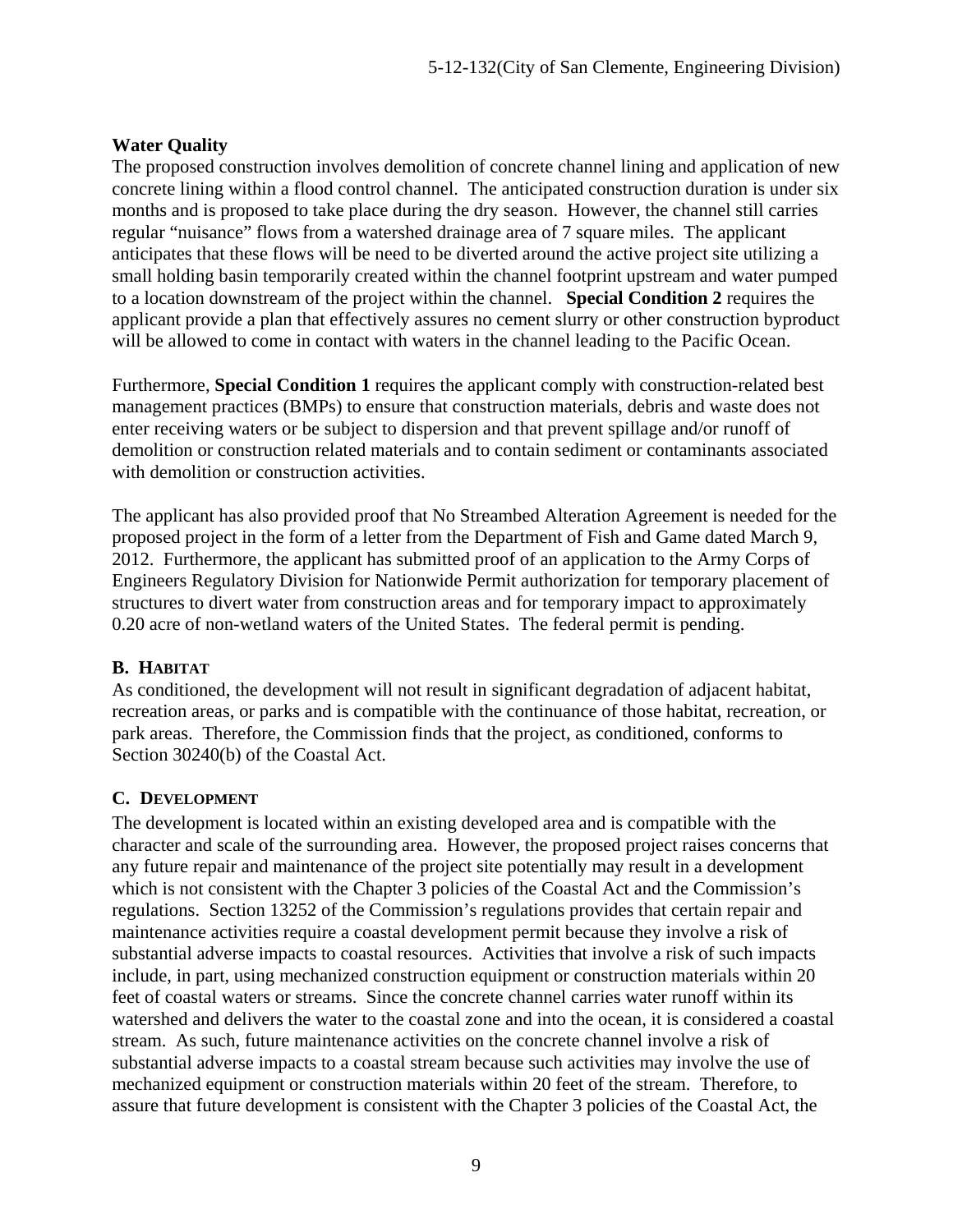**Water Quality**

The proposed construction involves demolition of concrete channel lining and application of new concrete lining within a flood control channel. The anticipated construction duration is under six months and is proposed to take place during the dry season. However, the channel still carries regular "nuisance" flows from a watershed drainage area of 7 square miles. The applicant anticipates that these flows will be need to be diverted around the active project site utilizing a small holding basin temporarily created within the channel footprint upstream and water pumped to a location downstream of the project within the channel. **Special Condition 2** requires the applicant provide a plan that effectively assures no cement slurry or other construction byproduct will be allowed to come in contact with waters in the channel leading to the Pacific Ocean.

Furthermore, **Special Condition 1** requires the applicant comply with construction-related best management practices (BMPs) to ensure that construction materials, debris and waste does not enter receiving waters or be subject to dispersion and that prevent spillage and/or runoff of demolition or construction related materials and to contain sediment or contaminants associated with demolition or construction activities.

The applicant has also provided proof that No Streambed Alteration Agreement is needed for the proposed project in the form of a letter from the Department of Fish and Game dated March 9, 2012. Furthermore, the applicant has submitted proof of an application to the Army Corps of Engineers Regulatory Division for Nationwide Permit authorization for temporary placement of structures to divert water from construction areas and for temporary impact to approximately 0.20 acre of non-wetland waters of the United States. The federal permit is pending.

## B. Habitat

As conditioned, the development will not result in significant degradation of adjacent habitat, recreation areas, or parks and is compatible with the continuance of those habitat, recreation, or park areas. Therefore, the Commission finds that the project, as conditioned, conforms to Section 30240(b) of the Coastal Act.

## C. Development

The development is located within an existing developed area and is compatible with the character and scale of the surrounding area. However, the proposed project raises concerns that any future repair and maintenance of the project site potentially may result in a development which is not consistent with the Chapter 3 policies of the Coastal Act and the Commission's regulations. Section 13252 of the Commission's regulations provides that certain repair and maintenance activities require a coastal development permit because they involve a risk of substantial adverse impacts to coastal resources. Activities that involve a risk of such impacts include, in part, using mechanized construction equipment or construction materials within 20 feet of coastal waters or streams. Since the concrete channel carries water runoff within its watershed and delivers the water to the coastal zone and into the ocean, it is considered a coastal stream. As such, future maintenance activities on the concrete channel involve a risk of substantial adverse impacts to a coastal stream because such activities may involve the use of mechanized equipment or construction materials within 20 feet of the stream. Therefore, to assure that future development is consistent with the Chapter 3 policies of the Coastal Act, the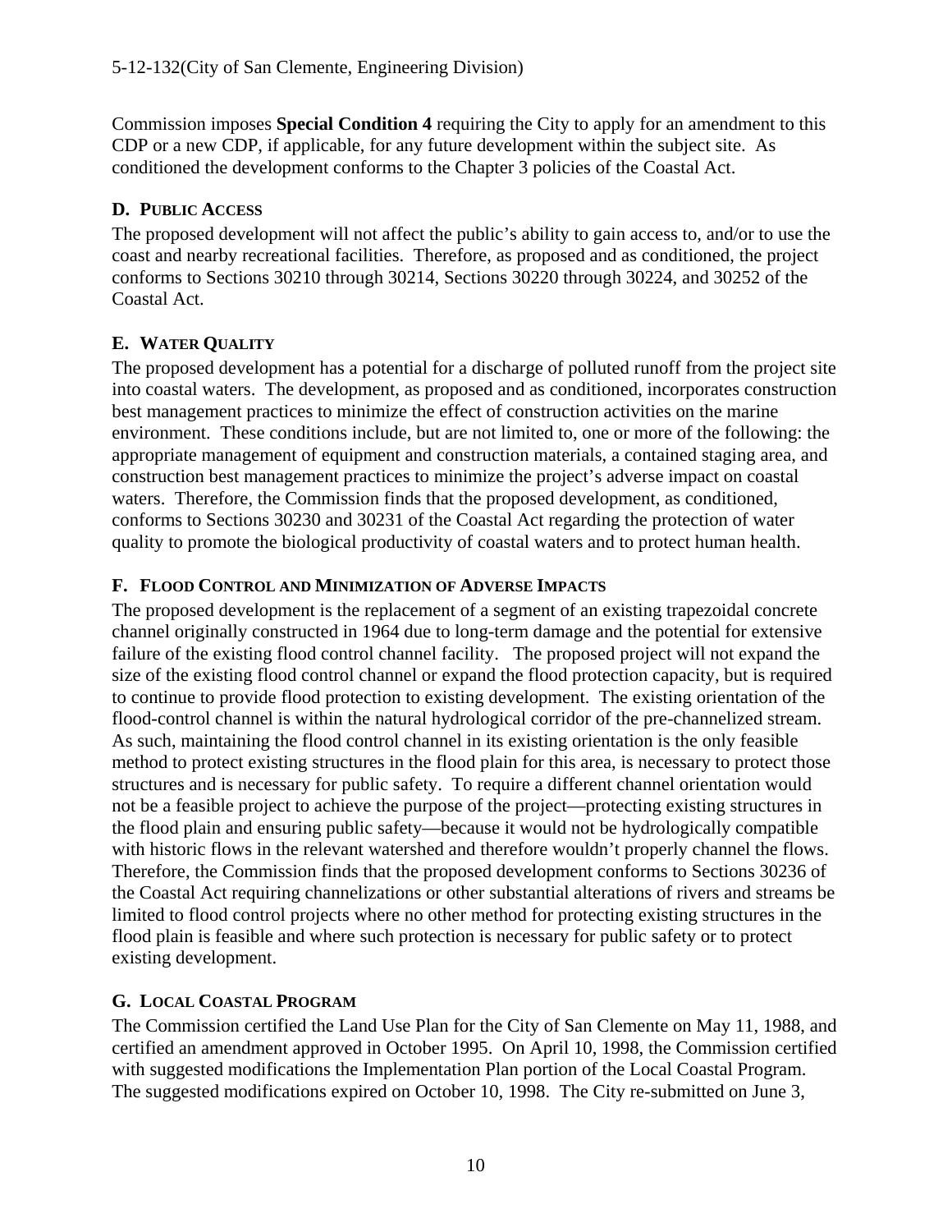Commission imposes **Special Condition 4** requiring the City to apply for an amendment to this CDP or a new CDP, if applicable, for any future development within the subject site. As conditioned the development conforms to the Chapter 3 policies of the Coastal Act.

## D. Public Access

The proposed development will not affect the public's ability to gain access to, and/or to use the coast and nearby recreational facilities. Therefore, as proposed and as conditioned, the project conforms to Sections 30210 through 30214, Sections 30220 through 30224, and 30252 of the Coastal Act.

## E. Water Quality

The proposed development has a potential for a discharge of polluted runoff from the project site into coastal waters. The development, as proposed and as conditioned, incorporates construction best management practices to minimize the effect of construction activities on the marine environment. These conditions include, but are not limited to, one or more of the following: the appropriate management of equipment and construction materials, a contained staging area, and construction best management practices to minimize the project's adverse impact on coastal waters. Therefore, the Commission finds that the proposed development, as conditioned, conforms to Sections 30230 and 30231 of the Coastal Act regarding the protection of water quality to promote the biological productivity of coastal waters and to protect human health.

## F. Flood Control and Minimization of Adverse Impacts

The proposed development is the replacement of a segment of an existing trapezoidal concrete channel originally constructed in 1964 due to long-term damage and the potential for extensive failure of the existing flood control channel facility. The proposed project will not expand the size of the existing flood control channel or expand the flood protection capacity, but is required to continue to provide flood protection to existing development. The existing orientation of the flood-control channel is within the natural hydrological corridor of the pre-channelized stream. As such, maintaining the flood control channel in its existing orientation is the only feasible method to protect existing structures in the flood plain for this area, is necessary to protect those structures and is necessary for public safety. To require a different channel orientation would not be a feasible project to achieve the purpose of the project—protecting existing structures in the flood plain and ensuring public safety—because it would not be hydrologically compatible with historic flows in the relevant watershed and therefore wouldn't properly channel the flows. Therefore, the Commission finds that the proposed development conforms to Sections 30236 of the Coastal Act requiring channelizations or other substantial alterations of rivers and streams be limited to flood control projects where no other method for protecting existing structures in the flood plain is feasible and where such protection is necessary for public safety or to protect existing development.

## G. Local Coastal Program

The Commission certified the Land Use Plan for the City of San Clemente on May 11, 1988, and certified an amendment approved in October 1995. On April 10, 1998, the Commission certified with suggested modifications the Implementation Plan portion of the Local Coastal Program. The suggested modifications expired on October 10, 1998. The City re-submitted on June 3,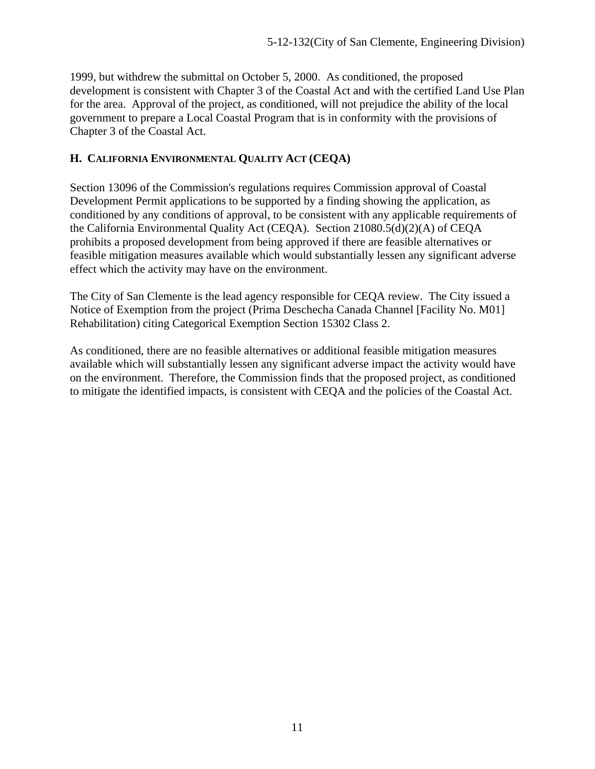1999, but withdrew the submittal on October 5, 2000. As conditioned, the proposed development is consistent with Chapter 3 of the Coastal Act and with the certified Land Use Plan for the area. Approval of the project, as conditioned, will not prejudice the ability of the local government to prepare a Local Coastal Program that is in conformity with the provisions of Chapter 3 of the Coastal Act.

### H. CALIFORNIA ENVIRONMENTAL QUALITY ACT (CEQA)

Section 13096 of the Commission's regulations requires Commission approval of Coastal Development Permit applications to be supported by a finding showing the application, as conditioned by any conditions of approval, to be consistent with any applicable requirements of the California Environmental Quality Act (CEQA). Section 21080.5(d)(2)(A) of CEQA prohibits a proposed development from being approved if there are feasible alternatives or feasible mitigation measures available which would substantially lessen any significant adverse effect which the activity may have on the environment.

The City of San Clemente is the lead agency responsible for CEQA review. The City issued a Notice of Exemption from the project (Prima Deschecha Canada Channel [Facility No. M01] Rehabilitation) citing Categorical Exemption Section 15302 Class 2.

As conditioned, there are no feasible alternatives or additional feasible mitigation measures available which will substantially lessen any significant adverse impact the activity would have on the environment. Therefore, the Commission finds that the proposed project, as conditioned to mitigate the identified impacts, is consistent with CEQA and the policies of the Coastal Act.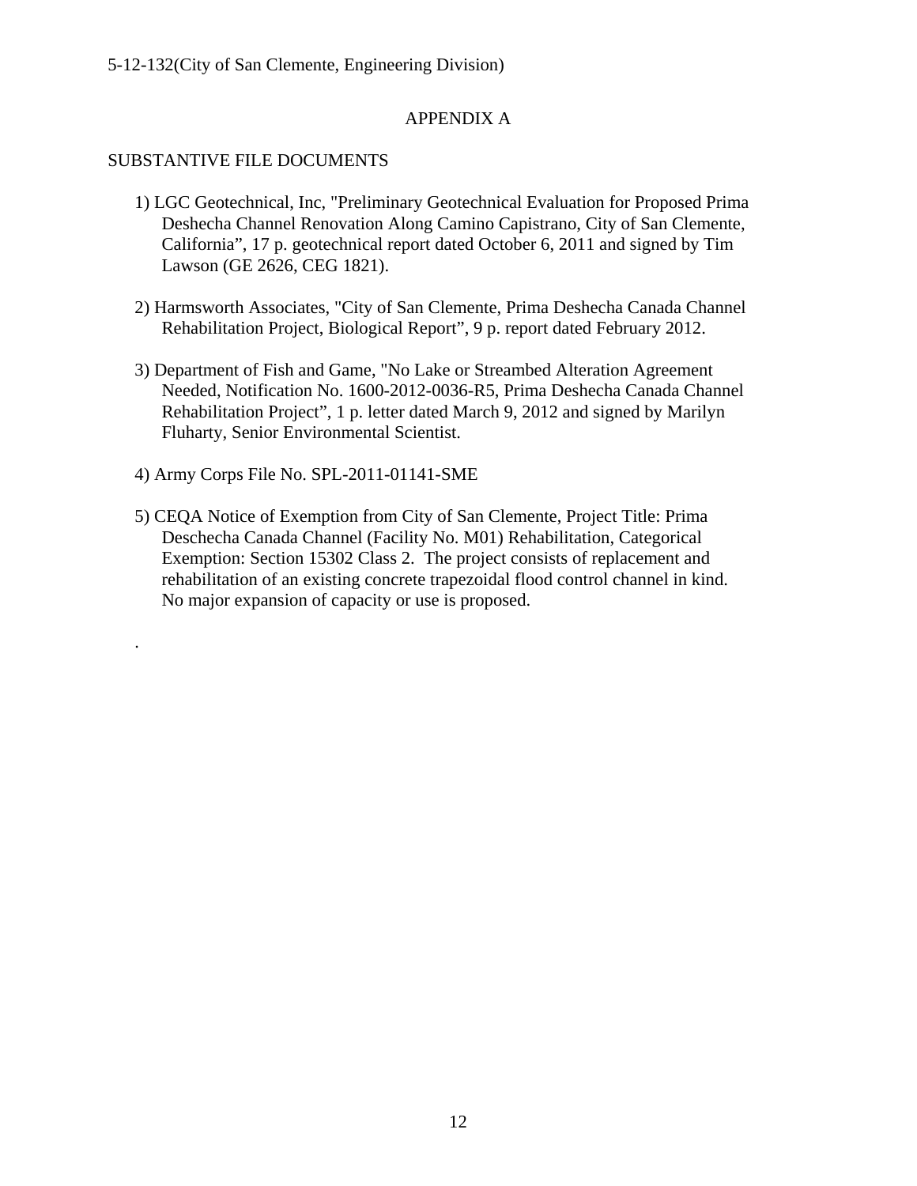# APPENDIX A

## SUBSTANTIVE FILE DOCUMENTS

1) LGC Geotechnical, Inc, "Preliminary Geotechnical Evaluation for Proposed Prima Deshecha Channel Renovation Along Camino Capistrano, City of San Clemente, California", 17 p. geotechnical report dated October 6, 2011 and signed by Tim Lawson (GE 2626, CEG 1821).

2) Harmsworth Associates, "City of San Clemente, Prima Deshecha Canada Channel Rehabilitation Project, Biological Report", 9 p. report dated February 2012.

3) Department of Fish and Game, "No Lake or Streambed Alteration Agreement Needed, Notification No. 1600-2012-0036-R5, Prima Deshecha Canada Channel Rehabilitation Project", 1 p. letter dated March 9, 2012 and signed by Marilyn Fluharty, Senior Environmental Scientist.

4) Army Corps File No. SPL-2011-01141-SME

5) CEQA Notice of Exemption from City of San Clemente, Project Title: Prima Deschecha Canada Channel (Facility No. M01) Rehabilitation, Categorical Exemption: Section 15302 Class 2. The project consists of replacement and rehabilitation of an existing concrete trapezoidal flood control channel in kind. No major expansion of capacity or use is proposed.

.